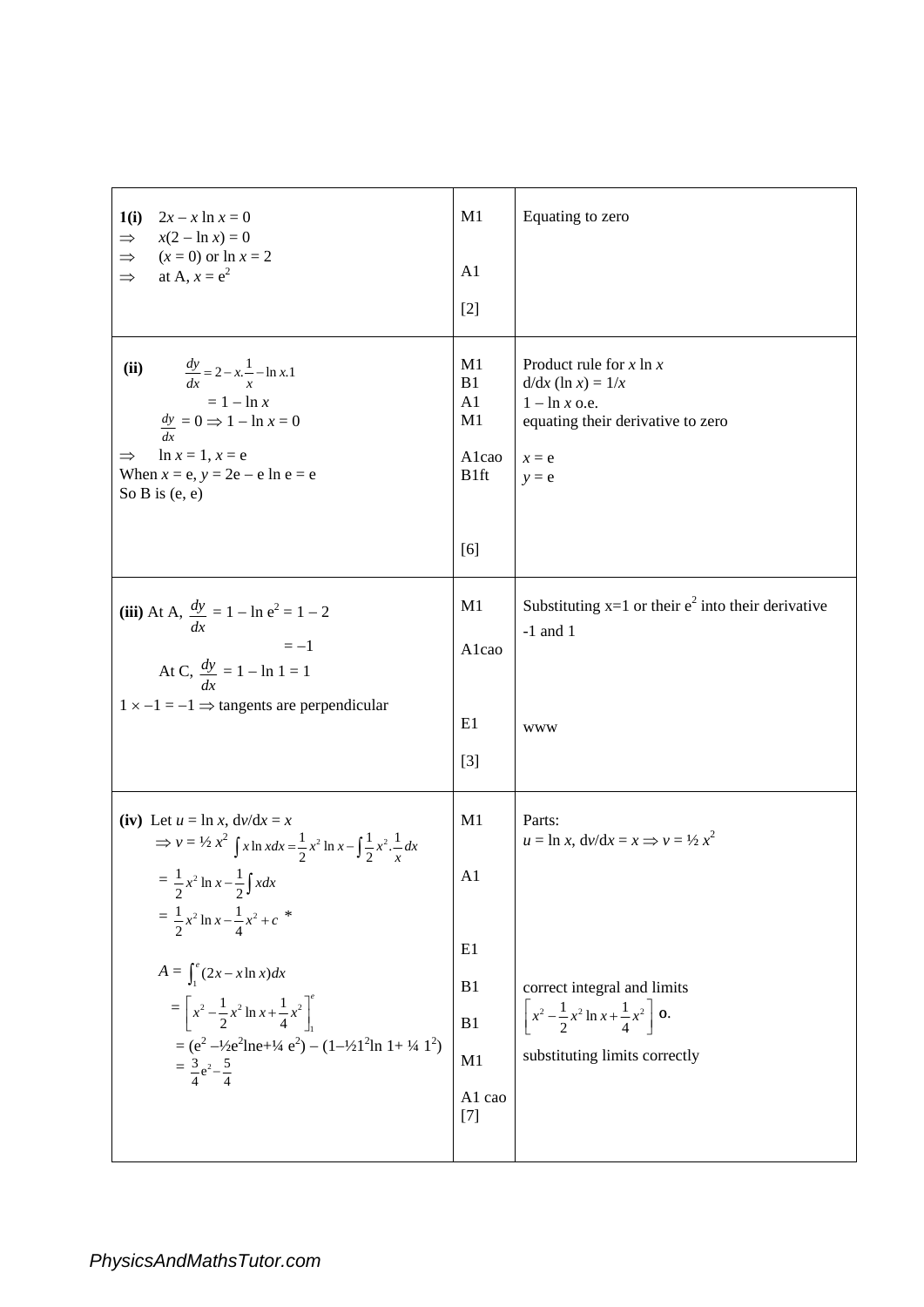| | | |
|---|---|---|
| **1(i)** $2x - x \ln x = 0$<br>$\Rightarrow \quad x(2 - \ln x) = 0$<br>$\Rightarrow \quad (x = 0)$ or $\ln x = 2$<br>$\Rightarrow \quad$ at A, $x = e^2$ | M1<br><br>A1<br>[2] | Equating to zero |
| **(ii)** $\frac{dy}{dx} = 2 - x.\frac{1}{x} - \ln x.1$<br>$= 1 - \ln x$<br>$\frac{dy}{dx} = 0 \Rightarrow 1 - \ln x = 0$<br>$\Rightarrow \quad \ln x = 1, x = e$<br>When $x = e$, $y = 2e - e \ln e = e$<br>So B is (e, e) | M1<br>B1<br>A1<br>M1<br>A1cao<br>B1ft<br><br>[6] | Product rule for $x \ln x$<br>$d/dx (\ln x) = 1/x$<br>$1 - \ln x$ o.e.<br>equating their derivative to zero<br>$x = e$<br>$y = e$ |
| **(iii)** At A, $\frac{dy}{dx} = 1 - \ln e^2 = 1 - 2$<br>$= -1$<br>At C, $\frac{dy}{dx} = 1 - \ln 1 = 1$<br>$1 \times -1 = -1 \Rightarrow$ tangents are perpendicular | M1<br>A1cao<br><br>E1<br>[3] | Substituting x=1 or their $e^2$ into their derivative<br>-1 and 1<br><br>www |
| **(iv)** Let $u = \ln x$, $dv/dx = x$<br>$\Rightarrow v = ½ x^2$ $\int x \ln x dx = \frac{1}{2}x^2 \ln x - \int \frac{1}{2}x^2.\frac{1}{x}dx$<br>$= \frac{1}{2}x^2 \ln x - \frac{1}{2}\int x dx$<br>$= \frac{1}{2}x^2 \ln x - \frac{1}{4}x^2 + c$ *<br><br>$A = \int_1^e (2x - x \ln x)dx$<br>$= \left[x^2 - \frac{1}{2}x^2 \ln x + \frac{1}{4}x^2\right]_1^e$<br>$= (e^2 - ½e^2 \ln e + ¼ e^2) - (1 - ½1^2 \ln 1 + ¼ 1^2)$<br>$= \frac{3}{4}e^2 - \frac{5}{4}$ | M1<br><br>A1<br><br>E1<br>B1<br>B1<br>M1<br>A1 cao<br>[7] | Parts:<br>$u = \ln x$, $dv/dx = x \Rightarrow v = ½ x^2$<br><br><br><br>correct integral and limits<br>$\left[x^2 - \frac{1}{2}x^2 \ln x + \frac{1}{4}x^2\right]$ o.<br>substituting limits correctly |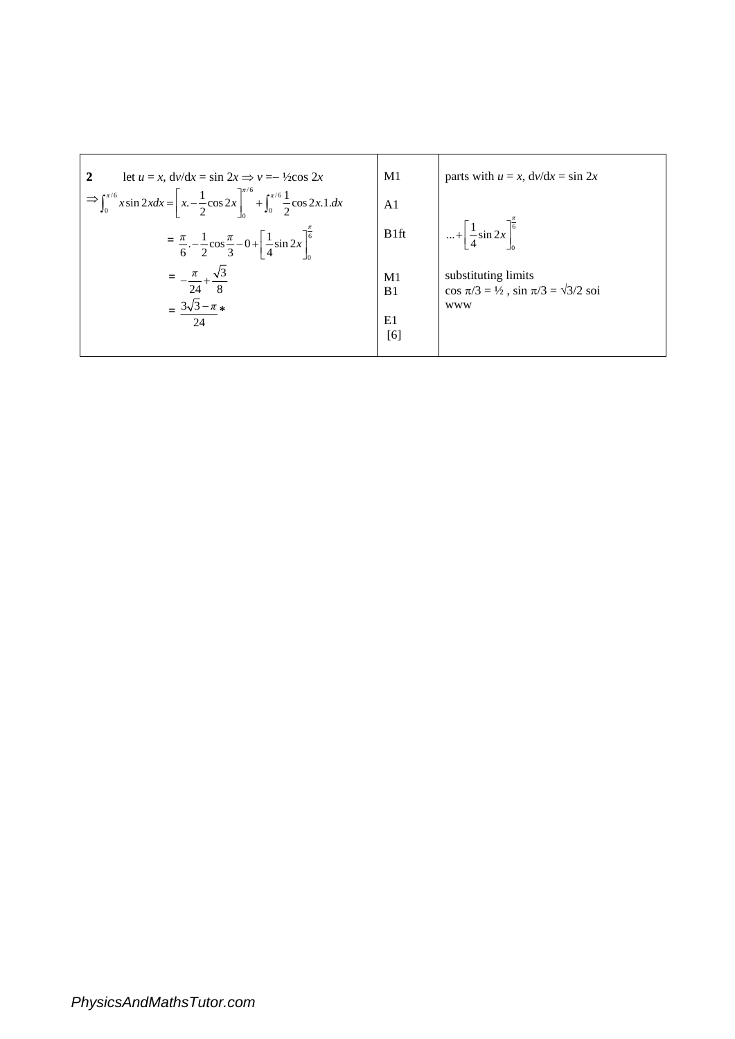| | | |
|---|---|---|
| **2** let $u = x$, $dv/dx = \sin 2x \Rightarrow v = -½\cos 2x$ | M1 | parts with $u = x$, $dv/dx = \sin 2x$ |
| $\Rightarrow \int_0^{\pi/6} x\sin 2x dx = \left[x.-\frac{1}{2}\cos 2x\right]_0^{\pi/6} + \int_0^{\pi/6}\frac{1}{2}\cos 2x.1.dx$ | A1 | |
| $= \frac{\pi}{6}.-\frac{1}{2}\cos\frac{\pi}{3} - 0 + \left[\frac{1}{4}\sin 2x\right]_0^{\frac{\pi}{6}}$ | B1ft | $... + \left[\frac{1}{4}\sin 2x\right]_0^{\frac{\pi}{6}}$ |
| $= -\frac{\pi}{24} + \frac{\sqrt{3}}{8}$ | M1<br>B1 | substituting limits<br>$\cos \pi/3 = ½$ , $\sin \pi/3 = \sqrt{3}/2$ soi |
| $= \frac{3\sqrt{3} - \pi}{24}$ * | E1<br>[6] | www |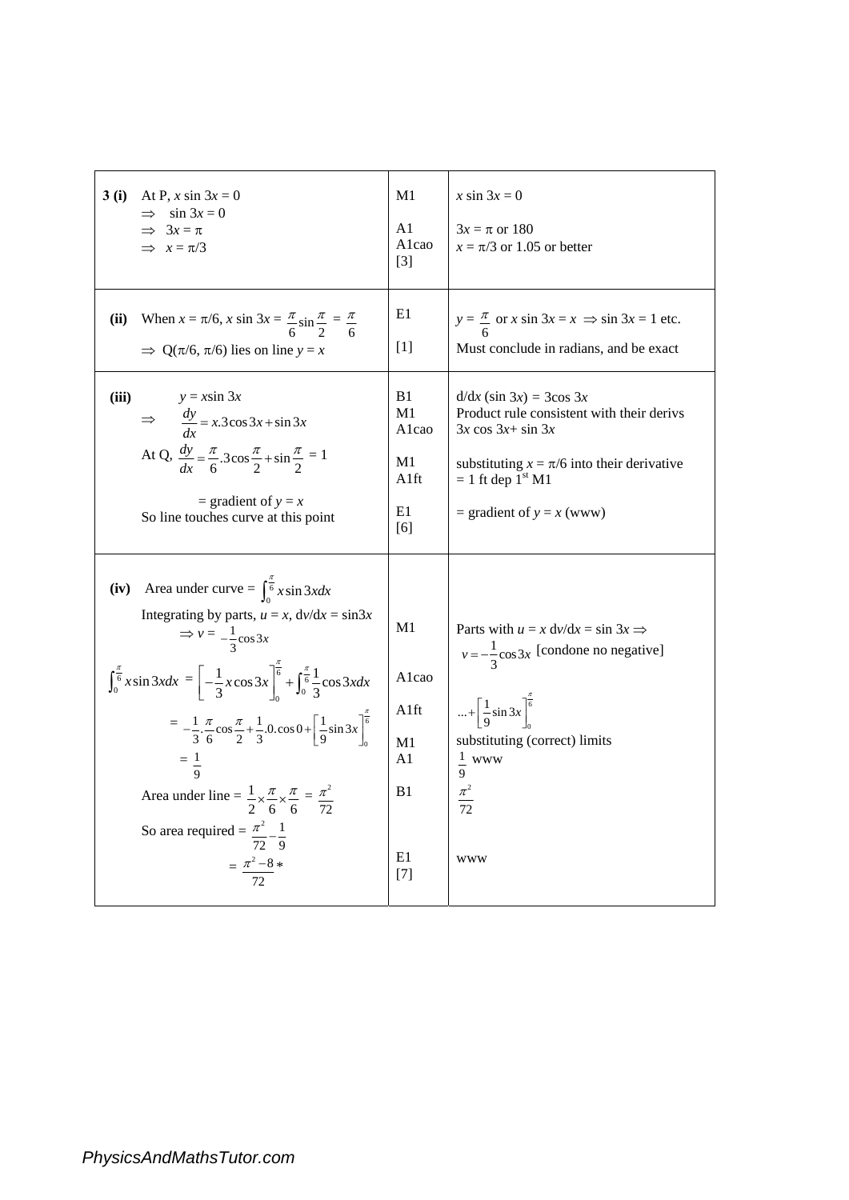| | | |
|---|---|---|
| **3 (i)** At P, $x \sin 3x = 0$<br>$\Rightarrow \quad \sin 3x = 0$<br>$\Rightarrow \quad 3x = \pi$<br>$\Rightarrow \quad x = \pi/3$ | M1<br><br>A1<br>A1cao<br>[3] | $x \sin 3x = 0$<br><br>$3x = \pi$ or 180<br>$x = \pi/3$ or 1.05 or better |
| **(ii)** When $x = \pi/6$, $x \sin 3x = \frac{\pi}{6}\sin\frac{\pi}{2} = \frac{\pi}{6}$<br>$\Rightarrow$ Q($\pi/6$, $\pi/6$) lies on line $y = x$ | E1<br><br>[1] | $y = \frac{\pi}{6}$ or $x \sin 3x = x \Rightarrow \sin 3x = 1$ etc.<br>Must conclude in radians, and be exact |
| **(iii)** $y = x\sin 3x$<br>$\Rightarrow \quad \frac{dy}{dx} = x.3\cos 3x + \sin 3x$<br>At Q, $\frac{dy}{dx} = \frac{\pi}{6}.3\cos\frac{\pi}{2} + \sin\frac{\pi}{2} = 1$<br><br>= gradient of $y = x$<br>So line touches curve at this point | B1<br>M1<br>A1cao<br><br>M1<br>A1ft<br><br>E1<br>[6] | d/d$x$ ($\sin 3x$) = $3\cos 3x$<br>Product rule consistent with their derivs<br>$3x \cos 3x + \sin 3x$<br><br>substituting $x = \pi/6$ into their derivative<br>= 1 ft dep 1st M1<br><br>= gradient of $y = x$ (www) |
| **(iv)** Area under curve = $\int_0^{\frac{\pi}{6}} x \sin 3x dx$<br>Integrating by parts, $u = x$, d$v$/d$x$ = sin3$x$<br>$\Rightarrow v = -\frac{1}{3}\cos 3x$<br>$\int_0^{\frac{\pi}{6}} x \sin 3x dx = \left[-\frac{1}{3}x\cos 3x\right]_0^{\frac{\pi}{6}} + \int_0^{\frac{\pi}{6}} \frac{1}{3}\cos 3x dx$<br>$= -\frac{1}{3}.\frac{\pi}{6}\cos\frac{\pi}{2} + \frac{1}{3}.0.\cos 0 + \left[\frac{1}{9}\sin 3x\right]_0^{\frac{\pi}{6}}$<br>$= \frac{1}{9}$<br>Area under line = $\frac{1}{2} \times \frac{\pi}{6} \times \frac{\pi}{6} = \frac{\pi^2}{72}$<br>So area required = $\frac{\pi^2}{72} - \frac{1}{9}$<br>$= \frac{\pi^2 - 8}{72}$ * | <br><br>M1<br><br><br>A1cao<br><br>A1ft<br><br>M1<br>A1<br><br>B1<br><br><br>E1<br>[7] | <br><br>Parts with $u = x$ d$v$/d$x$ = sin 3$x$ $\Rightarrow$<br>$v = -\frac{1}{3}\cos 3x$ [condone no negative]<br><br><br>$... + \left[\frac{1}{9}\sin 3x\right]_0^{\frac{\pi}{6}}$<br>substituting (correct) limits<br>$\frac{1}{9}$ www<br>$\frac{\pi^2}{72}$<br><br><br>www |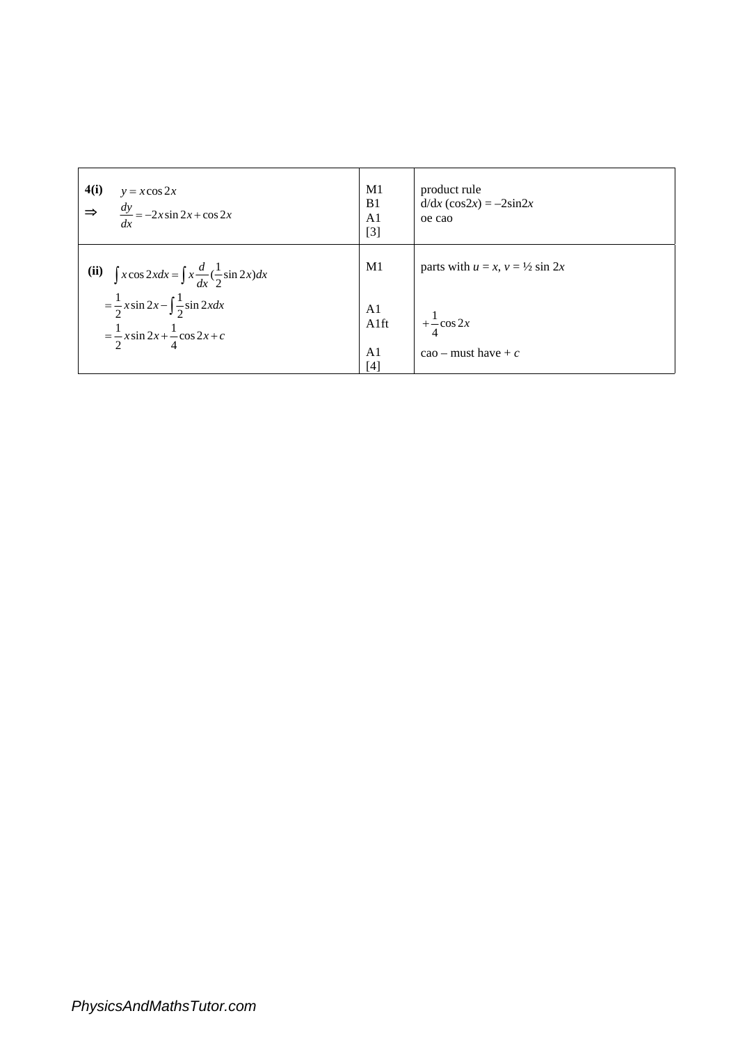| | | |
|---|---|---|
| **4(i)** $y = x\cos 2x$ <br> $\Rightarrow \quad \frac{dy}{dx} = -2x\sin 2x + \cos 2x$ | M1 <br> B1 <br> A1 <br> [3] | product rule <br> d/d$x$ ($\cos 2x$) = $-2\sin 2x$ <br> oe cao |
| **(ii)** $\int x\cos 2x dx = \int x\frac{d}{dx}(\frac{1}{2}\sin 2x)dx$ <br> $= \frac{1}{2}x\sin 2x - \int \frac{1}{2}\sin 2x dx$ <br> $= \frac{1}{2}x\sin 2x + \frac{1}{4}\cos 2x + c$ | M1 <br> <br> A1 <br> A1ft <br> <br> A1 <br> [4] | parts with $u = x$, $v = \frac{1}{2}\sin 2x$ <br> <br> $+\frac{1}{4}\cos 2x$ <br> <br> cao – must have + $c$ |